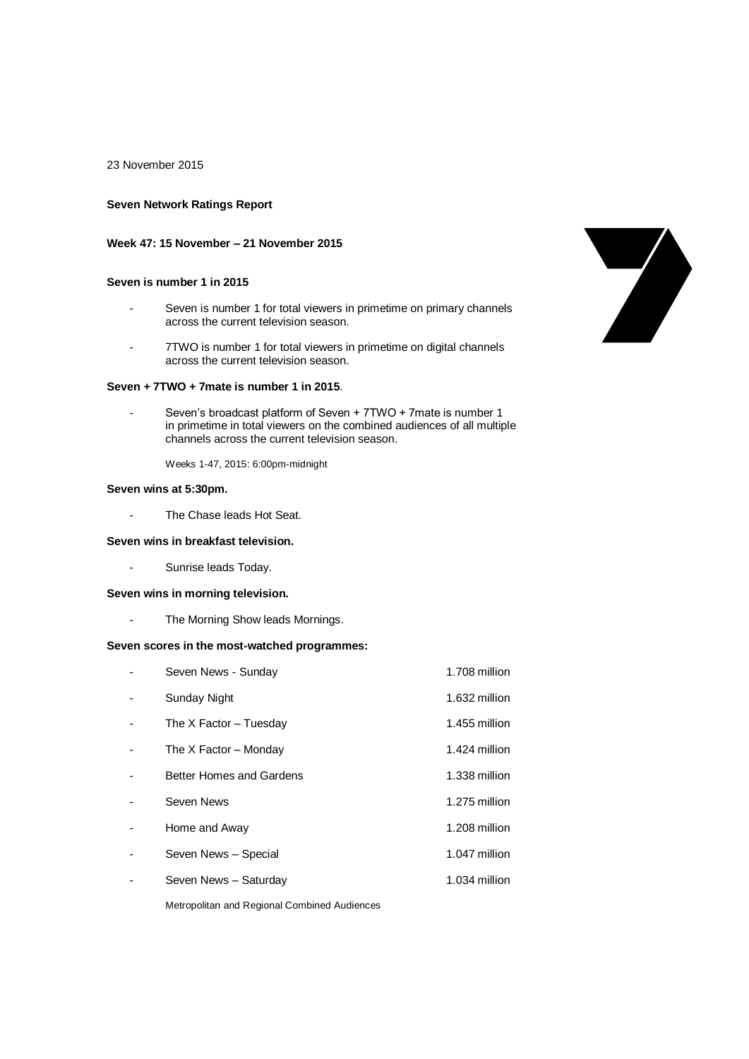23 November 2015

**Seven Network Ratings Report**

**Week 47: 15 November – 21 November 2015**

**Seven is number 1 in 2015**

- Seven is number 1 for total viewers in primetime on primary channels across the current television season.
- 7TWO is number 1 for total viewers in primetime on digital channels across the current television season.

**Seven + 7TWO + 7mate is number 1 in 2015**.

- Seven's broadcast platform of Seven + 7TWO + 7mate is number 1 in primetime in total viewers on the combined audiences of all multiple channels across the current television season.

Weeks 1-47, 2015: 6:00pm-midnight

**Seven wins at 5:30pm.**

- The Chase leads Hot Seat.

**Seven wins in breakfast television.**

- Sunrise leads Today.

**Seven wins in morning television.**

- The Morning Show leads Mornings.

**Seven scores in the most-watched programmes:**

| Programme | Audience |
|---|---|
| Seven News - Sunday | 1.708 million |
| Sunday Night | 1.632 million |
| The X Factor – Tuesday | 1.455 million |
| The X Factor – Monday | 1.424 million |
| Better Homes and Gardens | 1.338 million |
| Seven News | 1.275 million |
| Home and Away | 1.208 million |
| Seven News – Special | 1.047 million |
| Seven News – Saturday | 1.034 million |

Metropolitan and Regional Combined Audiences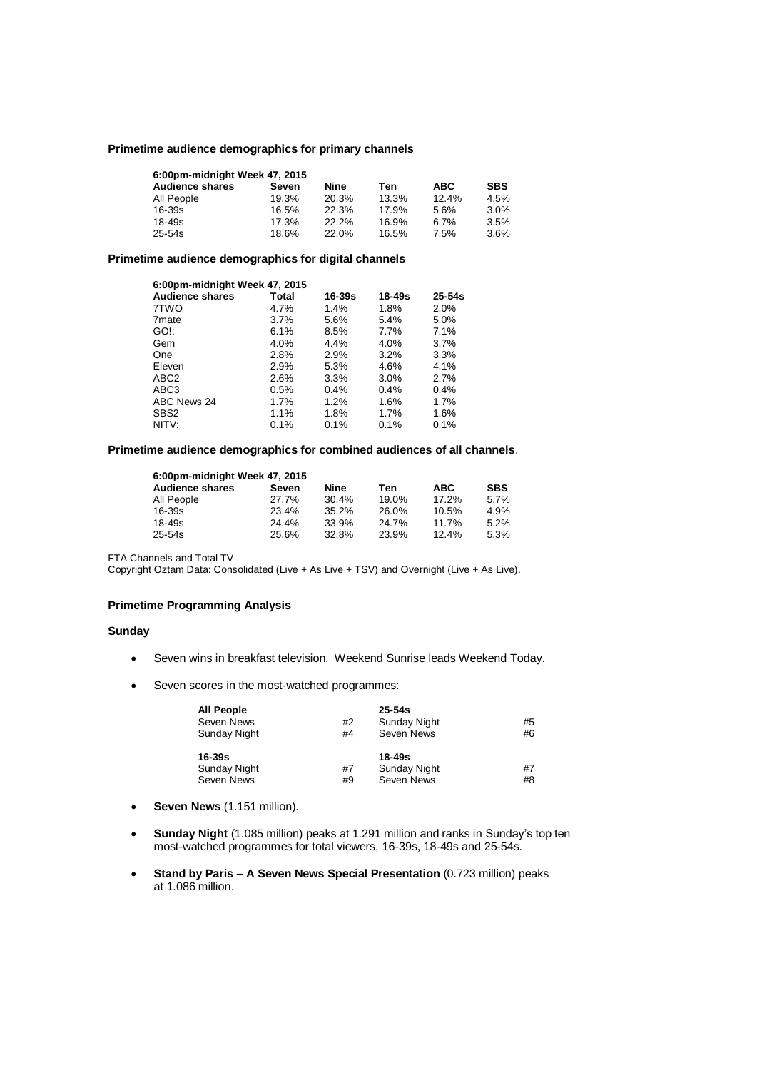**Primetime audience demographics for primary channels**

| 6:00pm-midnight Week 47, 2015 | | | | | |
|---|---|---|---|---|---|
| **Audience shares** | **Seven** | **Nine** | **Ten** | **ABC** | **SBS** |
| All People | 19.3% | 20.3% | 13.3% | 12.4% | 4.5% |
| 16-39s | 16.5% | 22.3% | 17.9% | 5.6% | 3.0% |
| 18-49s | 17.3% | 22.2% | 16.9% | 6.7% | 3.5% |
| 25-54s | 18.6% | 22.0% | 16.5% | 7.5% | 3.6% |

**Primetime audience demographics for digital channels**

| 6:00pm-midnight Week 47, 2015 | | | | |
|---|---|---|---|---|
| **Audience shares** | **Total** | **16-39s** | **18-49s** | **25-54s** |
| 7TWO | 4.7% | 1.4% | 1.8% | 2.0% |
| 7mate | 3.7% | 5.6% | 5.4% | 5.0% |
| GO!: | 6.1% | 8.5% | 7.7% | 7.1% |
| Gem | 4.0% | 4.4% | 4.0% | 3.7% |
| One | 2.8% | 2.9% | 3.2% | 3.3% |
| Eleven | 2.9% | 5.3% | 4.6% | 4.1% |
| ABC2 | 2.6% | 3.3% | 3.0% | 2.7% |
| ABC3 | 0.5% | 0.4% | 0.4% | 0.4% |
| ABC News 24 | 1.7% | 1.2% | 1.6% | 1.7% |
| SBS2 | 1.1% | 1.8% | 1.7% | 1.6% |
| NITV: | 0.1% | 0.1% | 0.1% | 0.1% |

**Primetime audience demographics for combined audiences of all channels**.

| 6:00pm-midnight Week 47, 2015 | | | | | |
|---|---|---|---|---|---|
| **Audience shares** | **Seven** | **Nine** | **Ten** | **ABC** | **SBS** |
| All People | 27.7% | 30.4% | 19.0% | 17.2% | 5.7% |
| 16-39s | 23.4% | 35.2% | 26.0% | 10.5% | 4.9% |
| 18-49s | 24.4% | 33.9% | 24.7% | 11.7% | 5.2% |
| 25-54s | 25.6% | 32.8% | 23.9% | 12.4% | 5.3% |

FTA Channels and Total TV
Copyright Oztam Data: Consolidated (Live + As Live + TSV) and Overnight (Live + As Live).

**Primetime Programming Analysis**

**Sunday**

- Seven wins in breakfast television. Weekend Sunrise leads Weekend Today.

- Seven scores in the most-watched programmes:

| **All People** | | **25-54s** | |
|---|---|---|---|
| Seven News | #2 | Sunday Night | #5 |
| Sunday Night | #4 | Seven News | #6 |
| **16-39s** | | **18-49s** | |
| Sunday Night | #7 | Sunday Night | #7 |
| Seven News | #9 | Seven News | #8 |

- **Seven News** (1.151 million).

- **Sunday Night** (1.085 million) peaks at 1.291 million and ranks in Sunday's top ten most-watched programmes for total viewers, 16-39s, 18-49s and 25-54s.

- **Stand by Paris – A Seven News Special Presentation** (0.723 million) peaks at 1.086 million.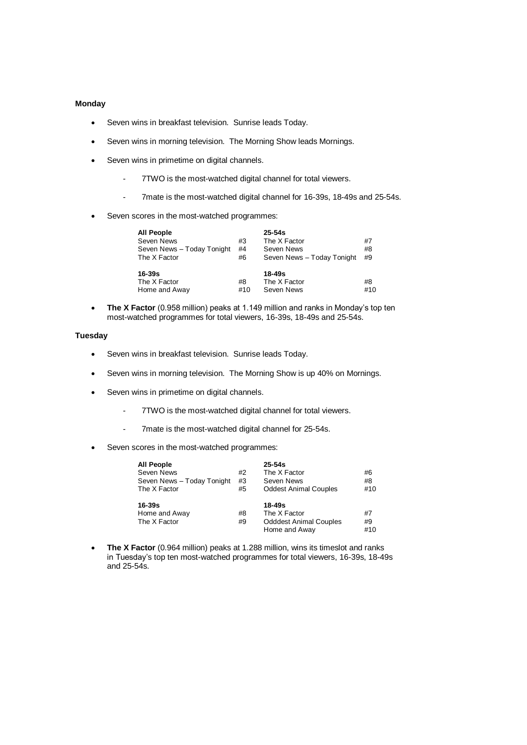**Monday**

- Seven wins in breakfast television. Sunrise leads Today.
- Seven wins in morning television. The Morning Show leads Mornings.
- Seven wins in primetime on digital channels.
  - 7TWO is the most-watched digital channel for total viewers.
  - 7mate is the most-watched digital channel for 16-39s, 18-49s and 25-54s.
- Seven scores in the most-watched programmes:

| **All People** | | **25-54s** | |
|---|---|---|---|
| Seven News | #3 | The X Factor | #7 |
| Seven News – Today Tonight | #4 | Seven News | #8 |
| The X Factor | #6 | Seven News – Today Tonight | #9 |
| **16-39s** | | **18-49s** | |
| The X Factor | #8 | The X Factor | #8 |
| Home and Away | #10 | Seven News | #10 |

- **The X Factor** (0.958 million) peaks at 1.149 million and ranks in Monday's top ten most-watched programmes for total viewers, 16-39s, 18-49s and 25-54s.

**Tuesday**

- Seven wins in breakfast television. Sunrise leads Today.
- Seven wins in morning television. The Morning Show is up 40% on Mornings.
- Seven wins in primetime on digital channels.
  - 7TWO is the most-watched digital channel for total viewers.
  - 7mate is the most-watched digital channel for 25-54s.
- Seven scores in the most-watched programmes:

| **All People** | | **25-54s** | |
|---|---|---|---|
| Seven News | #2 | The X Factor | #6 |
| Seven News – Today Tonight | #3 | Seven News | #8 |
| The X Factor | #5 | Oddest Animal Couples | #10 |
| **16-39s** | | **18-49s** | |
| Home and Away | #8 | The X Factor | #7 |
| The X Factor | #9 | Odddest Animal Couples | #9 |
| | | Home and Away | #10 |

- **The X Factor** (0.964 million) peaks at 1.288 million, wins its timeslot and ranks in Tuesday's top ten most-watched programmes for total viewers, 16-39s, 18-49s and 25-54s.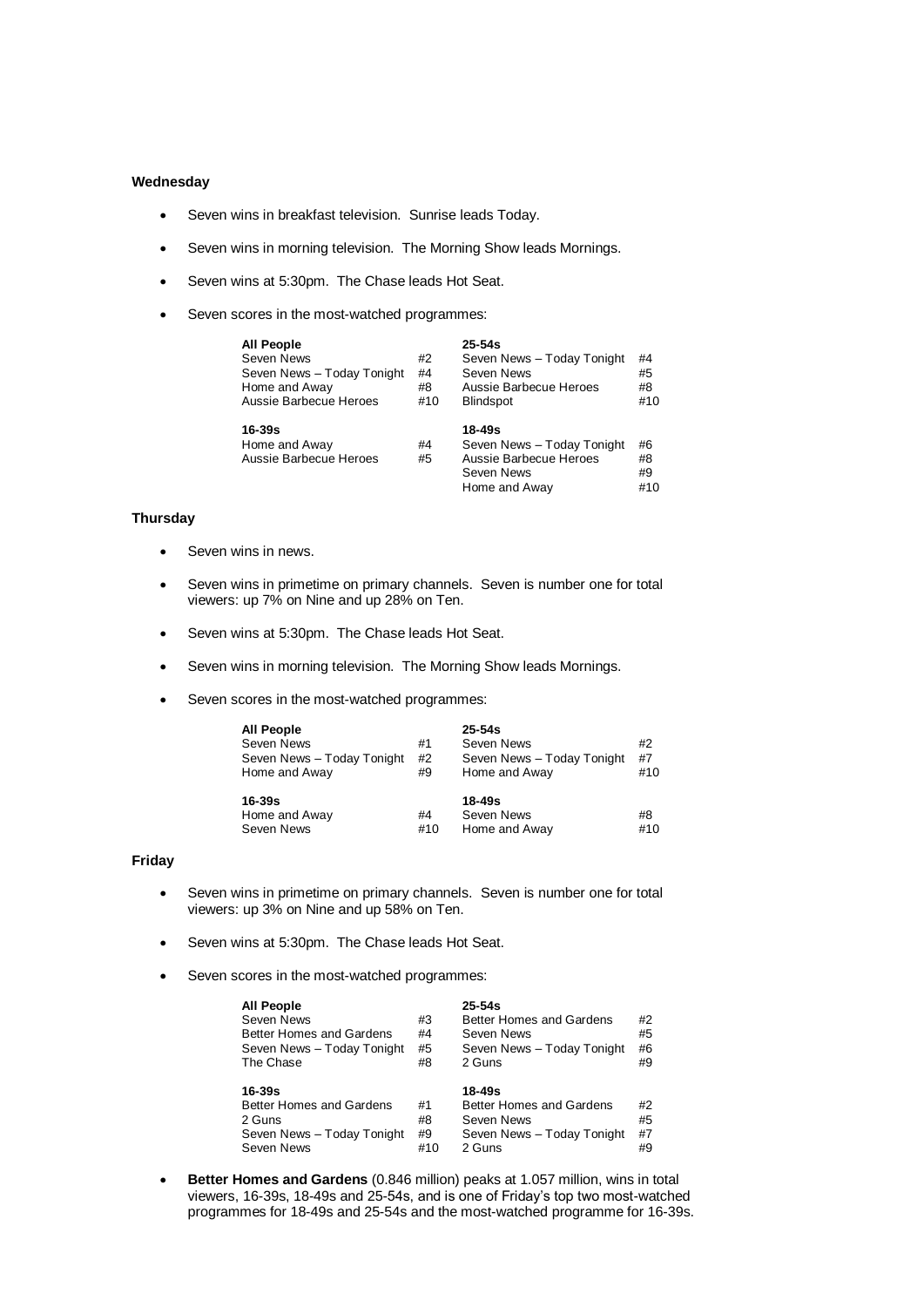**Wednesday**

- Seven wins in breakfast television. Sunrise leads Today.
- Seven wins in morning television. The Morning Show leads Mornings.
- Seven wins at 5:30pm. The Chase leads Hot Seat.
- Seven scores in the most-watched programmes:

| **All People** | | **25-54s** | |
|---|---|---|---|
| Seven News | #2 | Seven News – Today Tonight | #4 |
| Seven News – Today Tonight | #4 | Seven News | #5 |
| Home and Away | #8 | Aussie Barbecue Heroes | #8 |
| Aussie Barbecue Heroes | #10 | Blindspot | #10 |
| **16-39s** | | **18-49s** | |
| Home and Away | #4 | Seven News – Today Tonight | #6 |
| Aussie Barbecue Heroes | #5 | Aussie Barbecue Heroes | #8 |
| | | Seven News | #9 |
| | | Home and Away | #10 |

**Thursday**

- Seven wins in news.
- Seven wins in primetime on primary channels. Seven is number one for total viewers: up 7% on Nine and up 28% on Ten.
- Seven wins at 5:30pm. The Chase leads Hot Seat.
- Seven wins in morning television. The Morning Show leads Mornings.
- Seven scores in the most-watched programmes:

| **All People** | | **25-54s** | |
|---|---|---|---|
| Seven News | #1 | Seven News | #2 |
| Seven News – Today Tonight | #2 | Seven News – Today Tonight | #7 |
| Home and Away | #9 | Home and Away | #10 |
| **16-39s** | | **18-49s** | |
| Home and Away | #4 | Seven News | #8 |
| Seven News | #10 | Home and Away | #10 |

**Friday**

- Seven wins in primetime on primary channels. Seven is number one for total viewers: up 3% on Nine and up 58% on Ten.
- Seven wins at 5:30pm. The Chase leads Hot Seat.
- Seven scores in the most-watched programmes:

| **All People** | | **25-54s** | |
|---|---|---|---|
| Seven News | #3 | Better Homes and Gardens | #2 |
| Better Homes and Gardens | #4 | Seven News | #5 |
| Seven News – Today Tonight | #5 | Seven News – Today Tonight | #6 |
| The Chase | #8 | 2 Guns | #9 |
| **16-39s** | | **18-49s** | |
| Better Homes and Gardens | #1 | Better Homes and Gardens | #2 |
| 2 Guns | #8 | Seven News | #5 |
| Seven News – Today Tonight | #9 | Seven News – Today Tonight | #7 |
| Seven News | #10 | 2 Guns | #9 |

- **Better Homes and Gardens** (0.846 million) peaks at 1.057 million, wins in total viewers, 16-39s, 18-49s and 25-54s, and is one of Friday's top two most-watched programmes for 18-49s and 25-54s and the most-watched programme for 16-39s.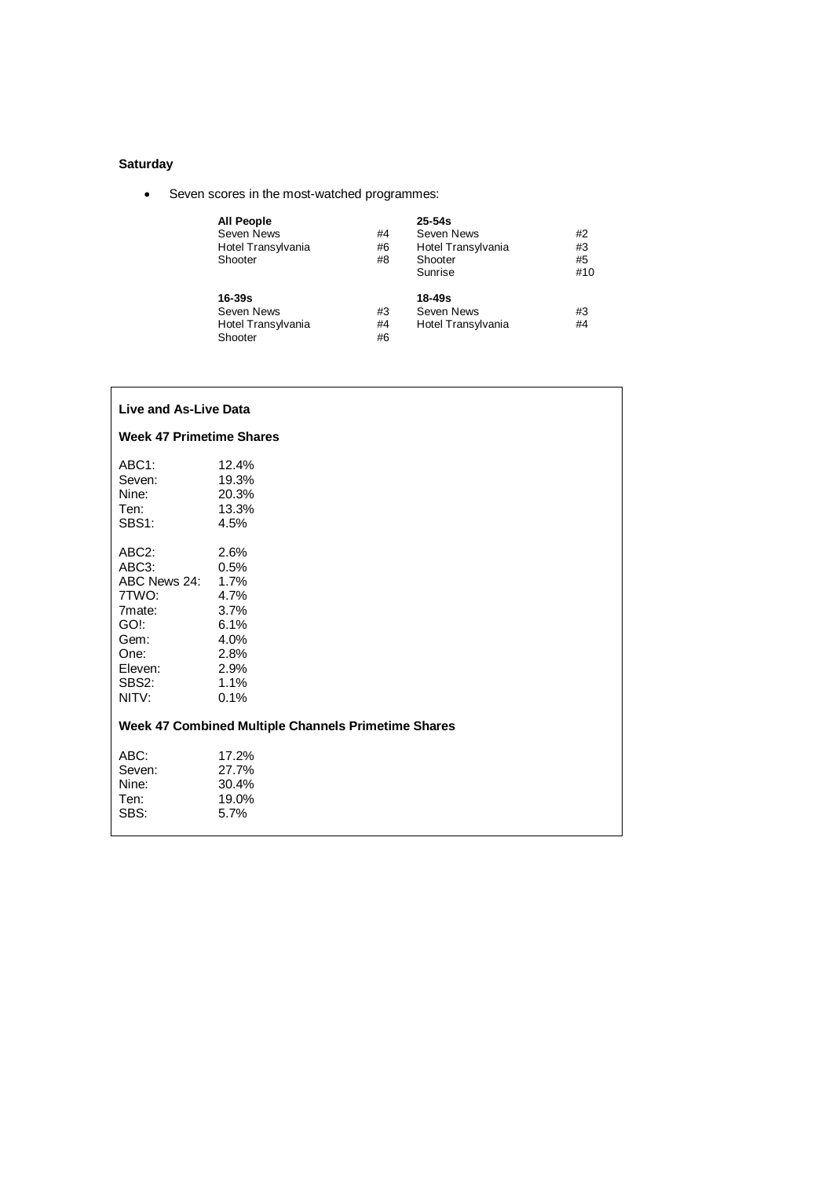**Saturday**

- Seven scores in the most-watched programmes:

| | | | |
|---|---|---|---|
| **All People** | | **25-54s** | |
| Seven News | #4 | Seven News | #2 |
| Hotel Transylvania | #6 | Hotel Transylvania | #3 |
| Shooter | #8 | Shooter | #5 |
| | | Sunrise | #10 |
| **16-39s** | | **18-49s** | |
| Seven News | #3 | Seven News | #3 |
| Hotel Transylvania | #4 | Hotel Transylvania | #4 |
| Shooter | #6 | | |

**Live and As-Live Data**

**Week 47 Primetime Shares**

| | |
|---|---|
| ABC1: | 12.4% |
| Seven: | 19.3% |
| Nine: | 20.3% |
| Ten: | 13.3% |
| SBS1: | 4.5% |
| ABC2: | 2.6% |
| ABC3: | 0.5% |
| ABC News 24: | 1.7% |
| 7TWO: | 4.7% |
| 7mate: | 3.7% |
| GO!: | 6.1% |
| Gem: | 4.0% |
| One: | 2.8% |
| Eleven: | 2.9% |
| SBS2: | 1.1% |
| NITV: | 0.1% |

**Week 47 Combined Multiple Channels Primetime Shares**

| | |
|---|---|
| ABC: | 17.2% |
| Seven: | 27.7% |
| Nine: | 30.4% |
| Ten: | 19.0% |
| SBS: | 5.7% |